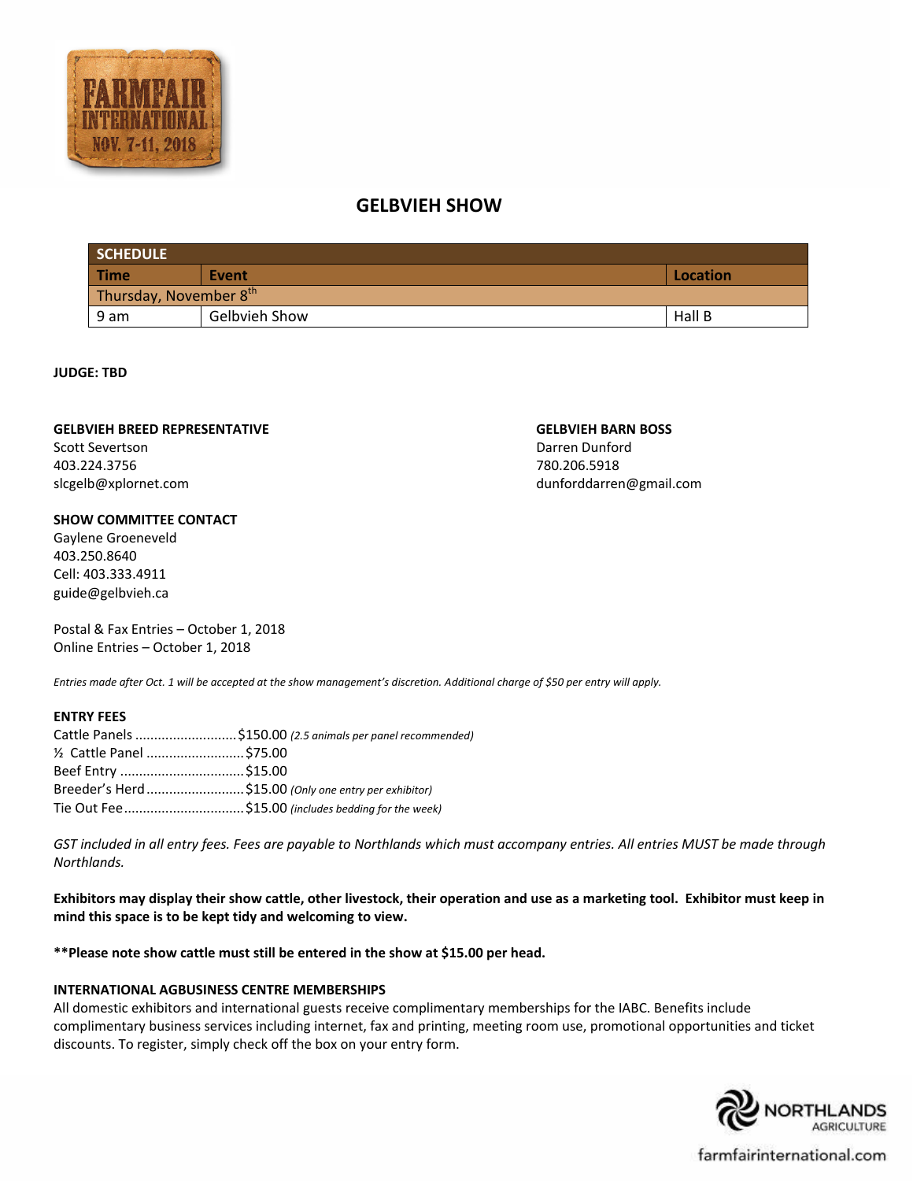FARMFAIR INTERNATIONAL NOV. 7-11, 2018

# GELBVIEH SHOW

| SCHEDULE | | |
|---|---|---|
| **Time** | **Event** | **Location** |
| Thursday, November 8th | | |
| 9 am | Gelbvieh Show | Hall B |

**JUDGE: TBD**

**GELBVIEH BREED REPRESENTATIVE**
Scott Severtson
403.224.3756
slcgelb@xplornet.com

**GELBVIEH BARN BOSS**
Darren Dunford
780.206.5918
dunforddarren@gmail.com

**SHOW COMMITTEE CONTACT**
Gaylene Groeneveld
403.250.8640
Cell: 403.333.4911
guide@gelbvieh.ca

Postal & Fax Entries – October 1, 2018
Online Entries – October 1, 2018

*Entries made after Oct. 1 will be accepted at the show management's discretion. Additional charge of $50 per entry will apply.*

**ENTRY FEES**

Cattle Panels ........................... $150.00 *(2.5 animals per panel recommended)*
½ Cattle Panel .......................... $75.00
Beef Entry ................................ $15.00
Breeder's Herd .......................... $15.00 *(Only one entry per exhibitor)*
Tie Out Fee ............................... $15.00 *(includes bedding for the week)*

*GST included in all entry fees. Fees are payable to Northlands which must accompany entries. All entries MUST be made through Northlands.*

**Exhibitors may display their show cattle, other livestock, their operation and use as a marketing tool. Exhibitor must keep in mind this space is to be kept tidy and welcoming to view.**

**\*\*Please note show cattle must still be entered in the show at $15.00 per head.**

**INTERNATIONAL AGBUSINESS CENTRE MEMBERSHIPS**

All domestic exhibitors and international guests receive complimentary memberships for the IABC. Benefits include complimentary business services including internet, fax and printing, meeting room use, promotional opportunities and ticket discounts. To register, simply check off the box on your entry form.

NORTHLANDS AGRICULTURE

farmfairinternational.com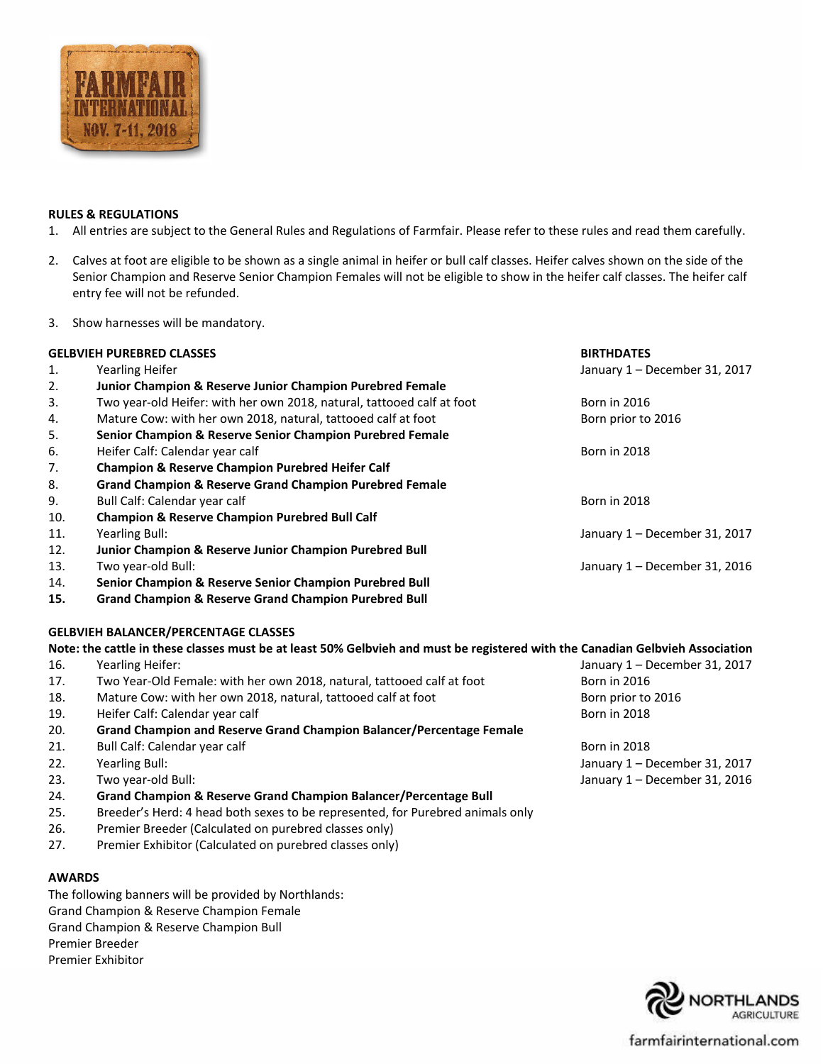FARMFAIR INTERNATIONAL NOV. 7-11, 2018

**RULES & REGULATIONS**

1. All entries are subject to the General Rules and Regulations of Farmfair. Please refer to these rules and read them carefully.
2. Calves at foot are eligible to be shown as a single animal in heifer or bull calf classes. Heifer calves shown on the side of the Senior Champion and Reserve Senior Champion Females will not be eligible to show in the heifer calf classes. The heifer calf entry fee will not be refunded.
3. Show harnesses will be mandatory.

| | **GELBVIEH PUREBRED CLASSES** | **BIRTHDATES** |
|---|---|---|
| 1. | Yearling Heifer | January 1 – December 31, 2017 |
| 2. | **Junior Champion & Reserve Junior Champion Purebred Female** | |
| 3. | Two year-old Heifer: with her own 2018, natural, tattooed calf at foot | Born in 2016 |
| 4. | Mature Cow: with her own 2018, natural, tattooed calf at foot | Born prior to 2016 |
| 5. | **Senior Champion & Reserve Senior Champion Purebred Female** | |
| 6. | Heifer Calf: Calendar year calf | Born in 2018 |
| 7. | **Champion & Reserve Champion Purebred Heifer Calf** | |
| 8. | **Grand Champion & Reserve Grand Champion Purebred Female** | |
| 9. | Bull Calf: Calendar year calf | Born in 2018 |
| 10. | **Champion & Reserve Champion Purebred Bull Calf** | |
| 11. | Yearling Bull: | January 1 – December 31, 2017 |
| 12. | **Junior Champion & Reserve Junior Champion Purebred Bull** | |
| 13. | Two year-old Bull: | January 1 – December 31, 2016 |
| 14. | **Senior Champion & Reserve Senior Champion Purebred Bull** | |
| **15.** | **Grand Champion & Reserve Grand Champion Purebred Bull** | |

**GELBVIEH BALANCER/PERCENTAGE CLASSES**

**Note: the cattle in these classes must be at least 50% Gelbvieh and must be registered with the Canadian Gelbvieh Association**

| | | |
|---|---|---|
| 16. | Yearling Heifer: | January 1 – December 31, 2017 |
| 17. | Two Year-Old Female: with her own 2018, natural, tattooed calf at foot | Born in 2016 |
| 18. | Mature Cow: with her own 2018, natural, tattooed calf at foot | Born prior to 2016 |
| 19. | Heifer Calf: Calendar year calf | Born in 2018 |
| 20. | **Grand Champion and Reserve Grand Champion Balancer/Percentage Female** | |
| 21. | Bull Calf: Calendar year calf | Born in 2018 |
| 22. | Yearling Bull: | January 1 – December 31, 2017 |
| 23. | Two year-old Bull: | January 1 – December 31, 2016 |
| 24. | **Grand Champion & Reserve Grand Champion Balancer/Percentage Bull** | |
| 25. | Breeder's Herd: 4 head both sexes to be represented, for Purebred animals only | |
| 26. | Premier Breeder (Calculated on purebred classes only) | |
| 27. | Premier Exhibitor (Calculated on purebred classes only) | |

**AWARDS**

The following banners will be provided by Northlands:
Grand Champion & Reserve Champion Female
Grand Champion & Reserve Champion Bull
Premier Breeder
Premier Exhibitor

NORTHLANDS AGRICULTURE

farmfairinternational.com